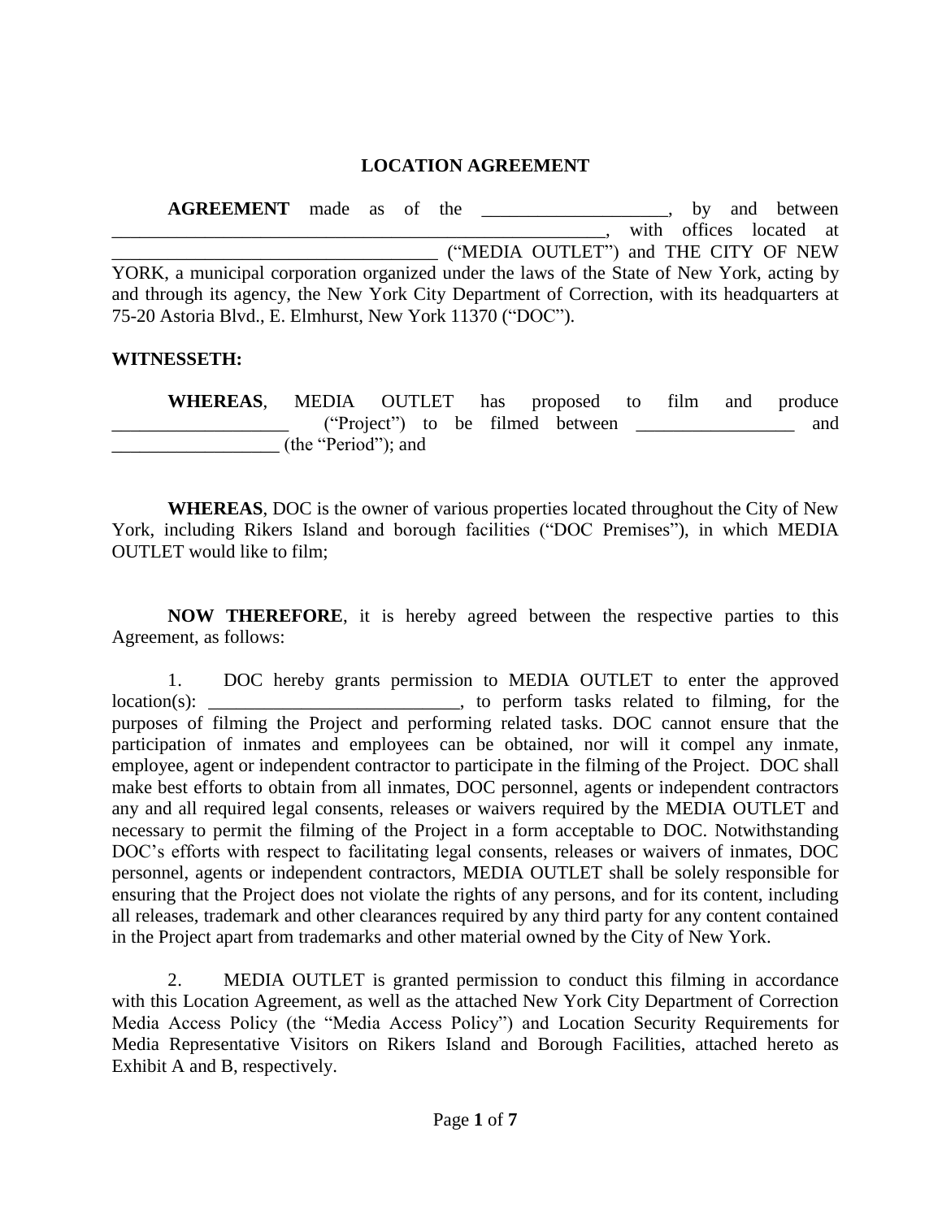# LOCATION AGREEMENT

**AGREEMENT** made as of the ____________________, by and between ______________________________________________________, with offices located at ____________________________________ ("MEDIA OUTLET") and THE CITY OF NEW YORK, a municipal corporation organized under the laws of the State of New York, acting by and through its agency, the New York City Department of Correction, with its headquarters at 75-20 Astoria Blvd., E. Elmhurst, New York 11370 ("DOC").

**WITNESSETH:**

**WHEREAS**, MEDIA OUTLET has proposed to film and produce ___________________ ("Project") to be filmed between _________________ and __________________ (the "Period"); and

**WHEREAS**, DOC is the owner of various properties located throughout the City of New York, including Rikers Island and borough facilities ("DOC Premises"), in which MEDIA OUTLET would like to film;

**NOW THEREFORE**, it is hereby agreed between the respective parties to this Agreement, as follows:

1. DOC hereby grants permission to MEDIA OUTLET to enter the approved location(s): ___________________________, to perform tasks related to filming, for the purposes of filming the Project and performing related tasks. DOC cannot ensure that the participation of inmates and employees can be obtained, nor will it compel any inmate, employee, agent or independent contractor to participate in the filming of the Project. DOC shall make best efforts to obtain from all inmates, DOC personnel, agents or independent contractors any and all required legal consents, releases or waivers required by the MEDIA OUTLET and necessary to permit the filming of the Project in a form acceptable to DOC. Notwithstanding DOC's efforts with respect to facilitating legal consents, releases or waivers of inmates, DOC personnel, agents or independent contractors, MEDIA OUTLET shall be solely responsible for ensuring that the Project does not violate the rights of any persons, and for its content, including all releases, trademark and other clearances required by any third party for any content contained in the Project apart from trademarks and other material owned by the City of New York.

2. MEDIA OUTLET is granted permission to conduct this filming in accordance with this Location Agreement, as well as the attached New York City Department of Correction Media Access Policy (the "Media Access Policy") and Location Security Requirements for Media Representative Visitors on Rikers Island and Borough Facilities, attached hereto as Exhibit A and B, respectively.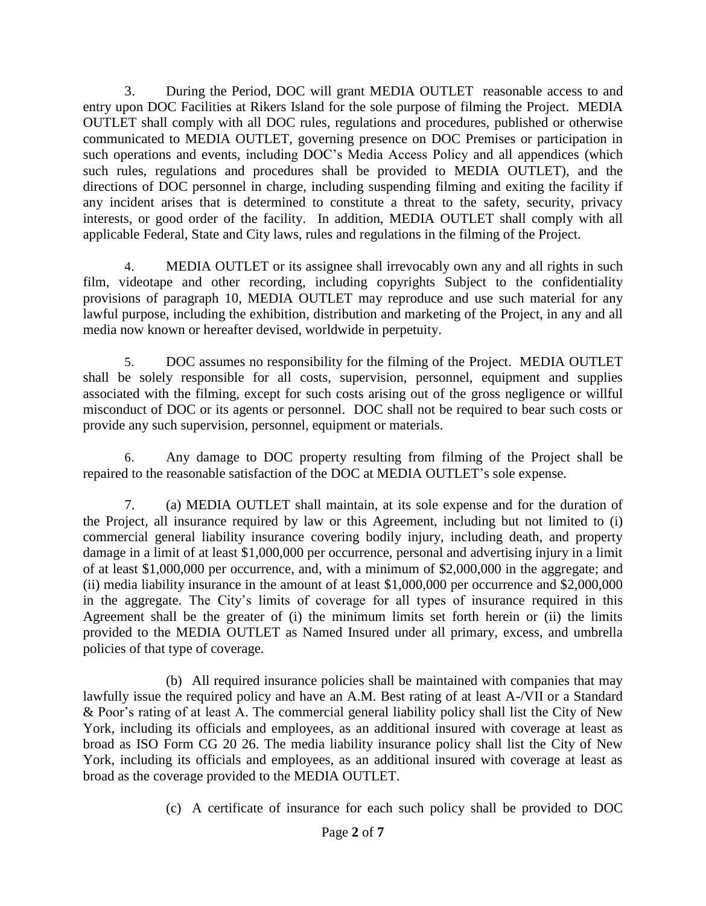3. During the Period, DOC will grant MEDIA OUTLET reasonable access to and entry upon DOC Facilities at Rikers Island for the sole purpose of filming the Project. MEDIA OUTLET shall comply with all DOC rules, regulations and procedures, published or otherwise communicated to MEDIA OUTLET, governing presence on DOC Premises or participation in such operations and events, including DOC's Media Access Policy and all appendices (which such rules, regulations and procedures shall be provided to MEDIA OUTLET), and the directions of DOC personnel in charge, including suspending filming and exiting the facility if any incident arises that is determined to constitute a threat to the safety, security, privacy interests, or good order of the facility. In addition, MEDIA OUTLET shall comply with all applicable Federal, State and City laws, rules and regulations in the filming of the Project.

4. MEDIA OUTLET or its assignee shall irrevocably own any and all rights in such film, videotape and other recording, including copyrights Subject to the confidentiality provisions of paragraph 10, MEDIA OUTLET may reproduce and use such material for any lawful purpose, including the exhibition, distribution and marketing of the Project, in any and all media now known or hereafter devised, worldwide in perpetuity.

5. DOC assumes no responsibility for the filming of the Project. MEDIA OUTLET shall be solely responsible for all costs, supervision, personnel, equipment and supplies associated with the filming, except for such costs arising out of the gross negligence or willful misconduct of DOC or its agents or personnel. DOC shall not be required to bear such costs or provide any such supervision, personnel, equipment or materials.

6. Any damage to DOC property resulting from filming of the Project shall be repaired to the reasonable satisfaction of the DOC at MEDIA OUTLET's sole expense.

7. (a) MEDIA OUTLET shall maintain, at its sole expense and for the duration of the Project, all insurance required by law or this Agreement, including but not limited to (i) commercial general liability insurance covering bodily injury, including death, and property damage in a limit of at least $1,000,000 per occurrence, personal and advertising injury in a limit of at least $1,000,000 per occurrence, and, with a minimum of $2,000,000 in the aggregate; and (ii) media liability insurance in the amount of at least $1,000,000 per occurrence and $2,000,000 in the aggregate. The City's limits of coverage for all types of insurance required in this Agreement shall be the greater of (i) the minimum limits set forth herein or (ii) the limits provided to the MEDIA OUTLET as Named Insured under all primary, excess, and umbrella policies of that type of coverage.

(b) All required insurance policies shall be maintained with companies that may lawfully issue the required policy and have an A.M. Best rating of at least A-/VII or a Standard & Poor's rating of at least A. The commercial general liability policy shall list the City of New York, including its officials and employees, as an additional insured with coverage at least as broad as ISO Form CG 20 26. The media liability insurance policy shall list the City of New York, including its officials and employees, as an additional insured with coverage at least as broad as the coverage provided to the MEDIA OUTLET.

(c) A certificate of insurance for each such policy shall be provided to DOC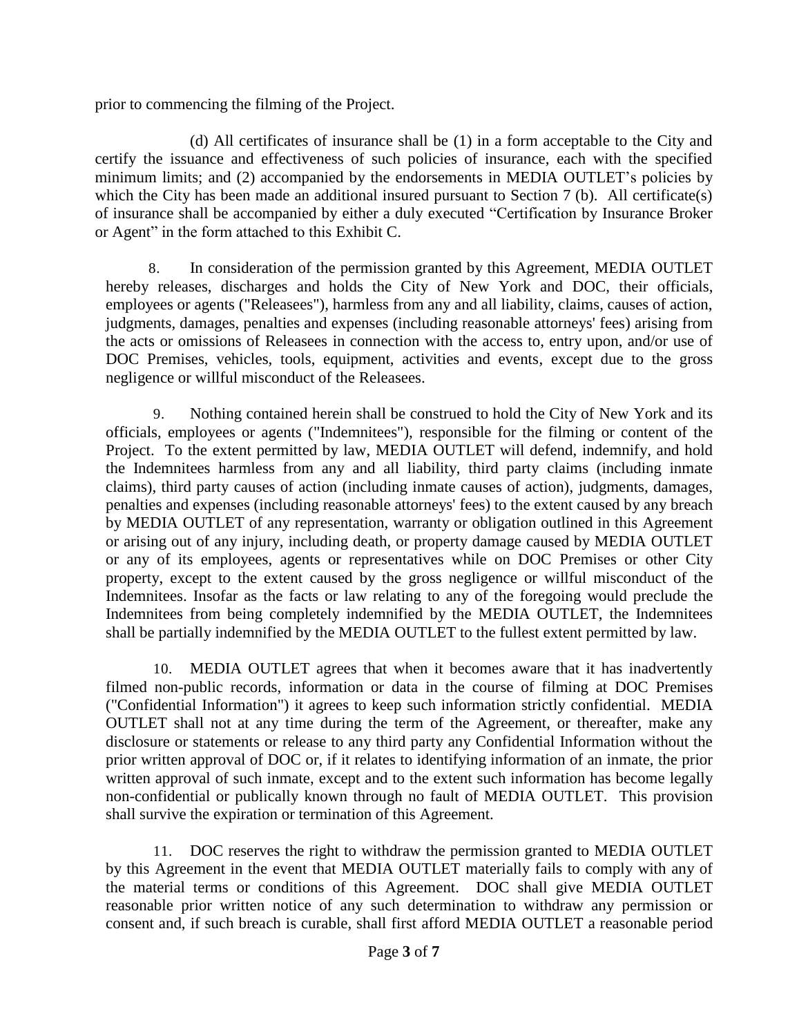prior to commencing the filming of the Project.

(d) All certificates of insurance shall be (1) in a form acceptable to the City and certify the issuance and effectiveness of such policies of insurance, each with the specified minimum limits; and (2) accompanied by the endorsements in MEDIA OUTLET's policies by which the City has been made an additional insured pursuant to Section 7 (b). All certificate(s) of insurance shall be accompanied by either a duly executed "Certification by Insurance Broker or Agent" in the form attached to this Exhibit C.

8. In consideration of the permission granted by this Agreement, MEDIA OUTLET hereby releases, discharges and holds the City of New York and DOC, their officials, employees or agents ("Releasees"), harmless from any and all liability, claims, causes of action, judgments, damages, penalties and expenses (including reasonable attorneys' fees) arising from the acts or omissions of Releasees in connection with the access to, entry upon, and/or use of DOC Premises, vehicles, tools, equipment, activities and events, except due to the gross negligence or willful misconduct of the Releasees.

9. Nothing contained herein shall be construed to hold the City of New York and its officials, employees or agents ("Indemnitees"), responsible for the filming or content of the Project. To the extent permitted by law, MEDIA OUTLET will defend, indemnify, and hold the Indemnitees harmless from any and all liability, third party claims (including inmate claims), third party causes of action (including inmate causes of action), judgments, damages, penalties and expenses (including reasonable attorneys' fees) to the extent caused by any breach by MEDIA OUTLET of any representation, warranty or obligation outlined in this Agreement or arising out of any injury, including death, or property damage caused by MEDIA OUTLET or any of its employees, agents or representatives while on DOC Premises or other City property, except to the extent caused by the gross negligence or willful misconduct of the Indemnitees. Insofar as the facts or law relating to any of the foregoing would preclude the Indemnitees from being completely indemnified by the MEDIA OUTLET, the Indemnitees shall be partially indemnified by the MEDIA OUTLET to the fullest extent permitted by law.

10. MEDIA OUTLET agrees that when it becomes aware that it has inadvertently filmed non-public records, information or data in the course of filming at DOC Premises ("Confidential Information") it agrees to keep such information strictly confidential. MEDIA OUTLET shall not at any time during the term of the Agreement, or thereafter, make any disclosure or statements or release to any third party any Confidential Information without the prior written approval of DOC or, if it relates to identifying information of an inmate, the prior written approval of such inmate, except and to the extent such information has become legally non-confidential or publically known through no fault of MEDIA OUTLET. This provision shall survive the expiration or termination of this Agreement.

11. DOC reserves the right to withdraw the permission granted to MEDIA OUTLET by this Agreement in the event that MEDIA OUTLET materially fails to comply with any of the material terms or conditions of this Agreement. DOC shall give MEDIA OUTLET reasonable prior written notice of any such determination to withdraw any permission or consent and, if such breach is curable, shall first afford MEDIA OUTLET a reasonable period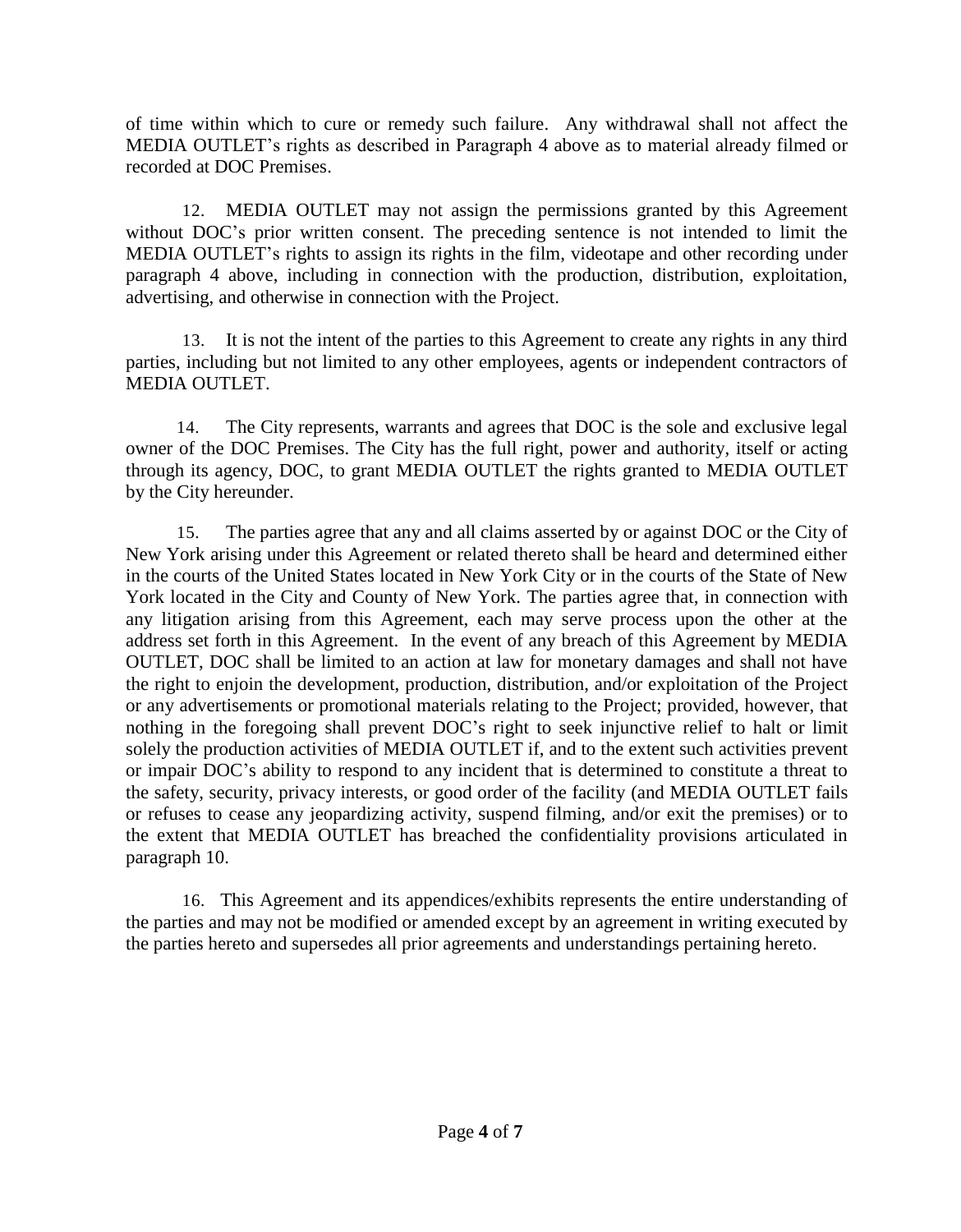of time within which to cure or remedy such failure. Any withdrawal shall not affect the MEDIA OUTLET's rights as described in Paragraph 4 above as to material already filmed or recorded at DOC Premises.

12. MEDIA OUTLET may not assign the permissions granted by this Agreement without DOC's prior written consent. The preceding sentence is not intended to limit the MEDIA OUTLET's rights to assign its rights in the film, videotape and other recording under paragraph 4 above, including in connection with the production, distribution, exploitation, advertising, and otherwise in connection with the Project.

13. It is not the intent of the parties to this Agreement to create any rights in any third parties, including but not limited to any other employees, agents or independent contractors of MEDIA OUTLET.

14. The City represents, warrants and agrees that DOC is the sole and exclusive legal owner of the DOC Premises. The City has the full right, power and authority, itself or acting through its agency, DOC, to grant MEDIA OUTLET the rights granted to MEDIA OUTLET by the City hereunder.

15. The parties agree that any and all claims asserted by or against DOC or the City of New York arising under this Agreement or related thereto shall be heard and determined either in the courts of the United States located in New York City or in the courts of the State of New York located in the City and County of New York. The parties agree that, in connection with any litigation arising from this Agreement, each may serve process upon the other at the address set forth in this Agreement. In the event of any breach of this Agreement by MEDIA OUTLET, DOC shall be limited to an action at law for monetary damages and shall not have the right to enjoin the development, production, distribution, and/or exploitation of the Project or any advertisements or promotional materials relating to the Project; provided, however, that nothing in the foregoing shall prevent DOC's right to seek injunctive relief to halt or limit solely the production activities of MEDIA OUTLET if, and to the extent such activities prevent or impair DOC's ability to respond to any incident that is determined to constitute a threat to the safety, security, privacy interests, or good order of the facility (and MEDIA OUTLET fails or refuses to cease any jeopardizing activity, suspend filming, and/or exit the premises) or to the extent that MEDIA OUTLET has breached the confidentiality provisions articulated in paragraph 10.

16. This Agreement and its appendices/exhibits represents the entire understanding of the parties and may not be modified or amended except by an agreement in writing executed by the parties hereto and supersedes all prior agreements and understandings pertaining hereto.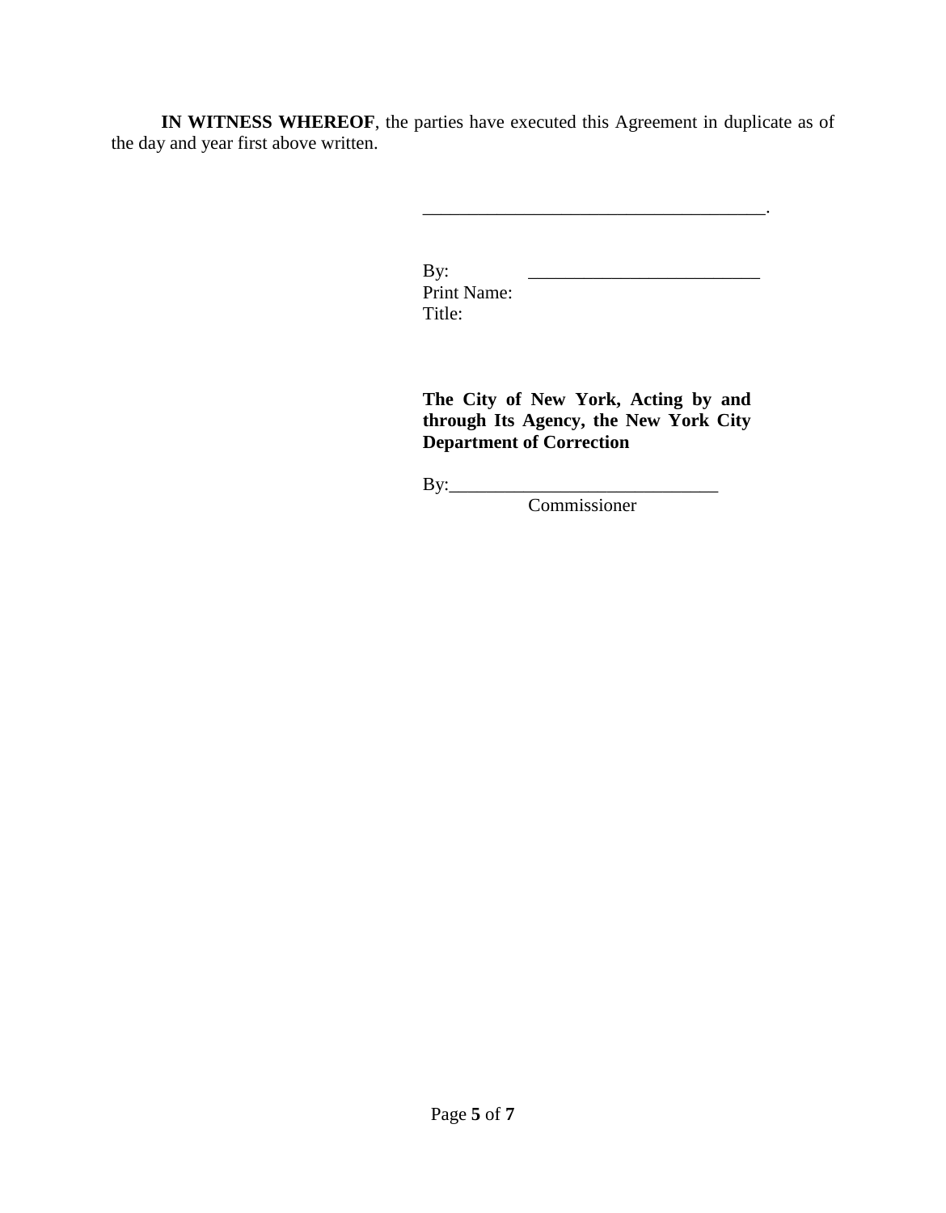**IN WITNESS WHEREOF**, the parties have executed this Agreement in duplicate as of the day and year first above written.

_____________________________________.

By: _________________________
Print Name:
Title:

**The City of New York, Acting by and through Its Agency, the New York City Department of Correction**

By:_____________________________
Commissioner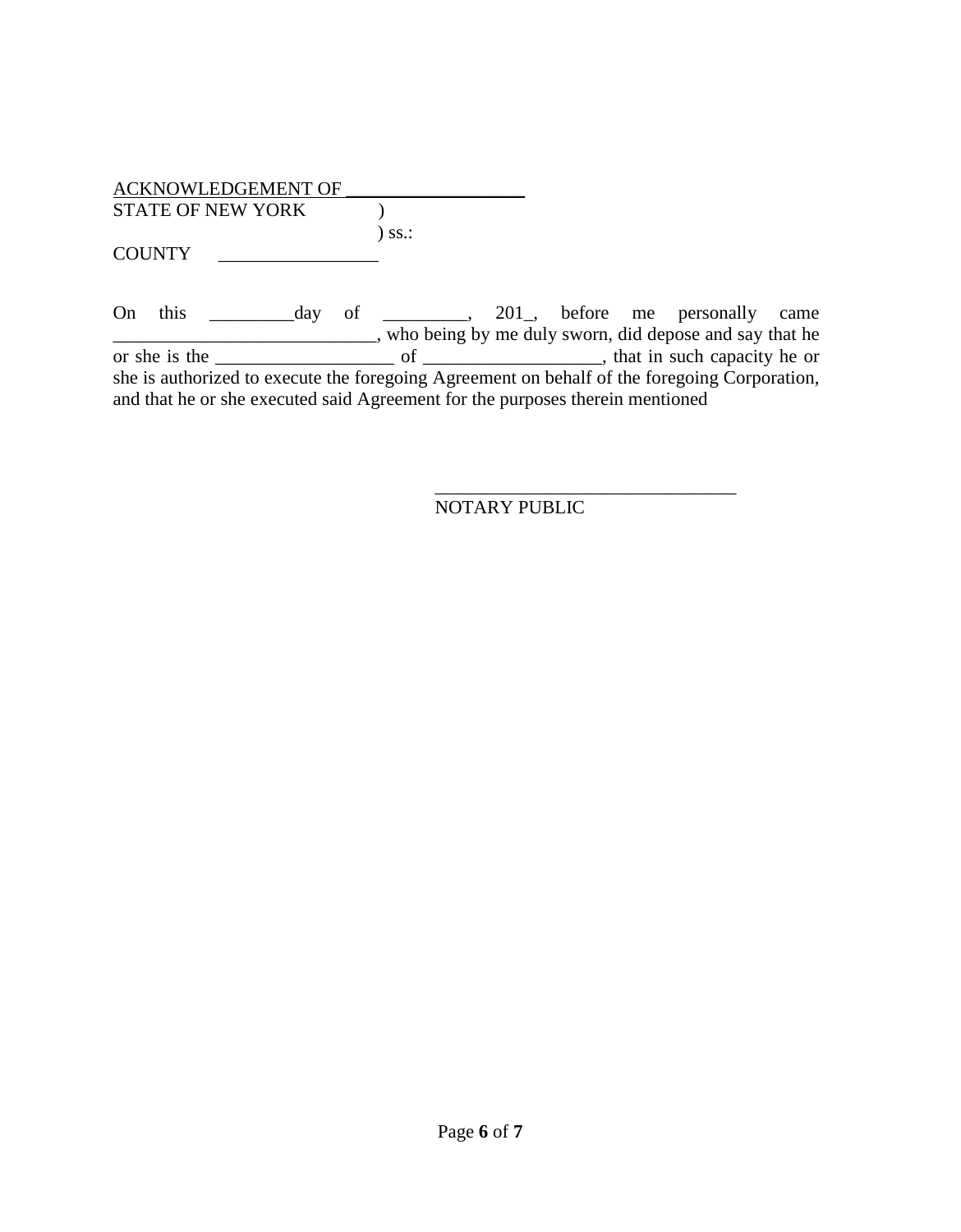ACKNOWLEDGEMENT OF ___________________
STATE OF NEW YORK )
) ss.:
COUNTY _________________

On this _________day of _________, 201_, before me personally came ____________________________, who being by me duly sworn, did depose and say that he or she is the ___________________ of ___________________, that in such capacity he or she is authorized to execute the foregoing Agreement on behalf of the foregoing Corporation, and that he or she executed said Agreement for the purposes therein mentioned

_________________________________
NOTARY PUBLIC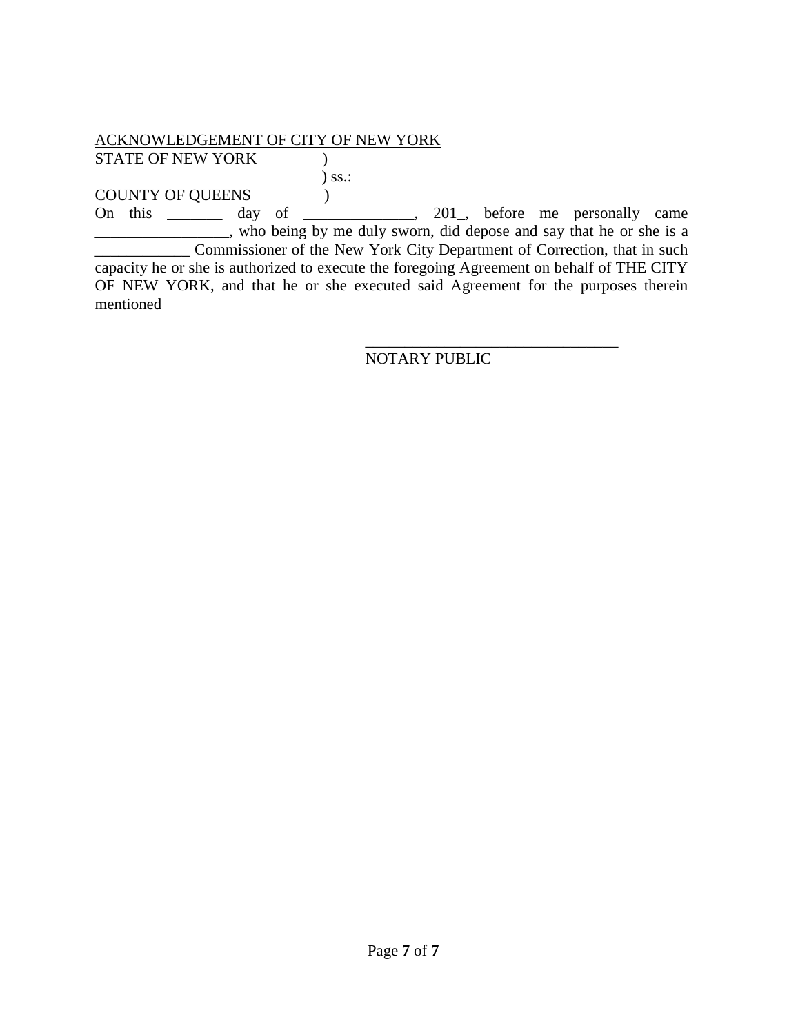<u>ACKNOWLEDGEMENT OF CITY OF NEW YORK</u>

STATE OF NEW YORK )
) ss.:
COUNTY OF QUEENS )

On this _______ day of ______________, 201_, before me personally came _________________, who being by me duly sworn, did depose and say that he or she is a ____________ Commissioner of the New York City Department of Correction, that in such capacity he or she is authorized to execute the foregoing Agreement on behalf of THE CITY OF NEW YORK, and that he or she executed said Agreement for the purposes therein mentioned

_________________________________
NOTARY PUBLIC